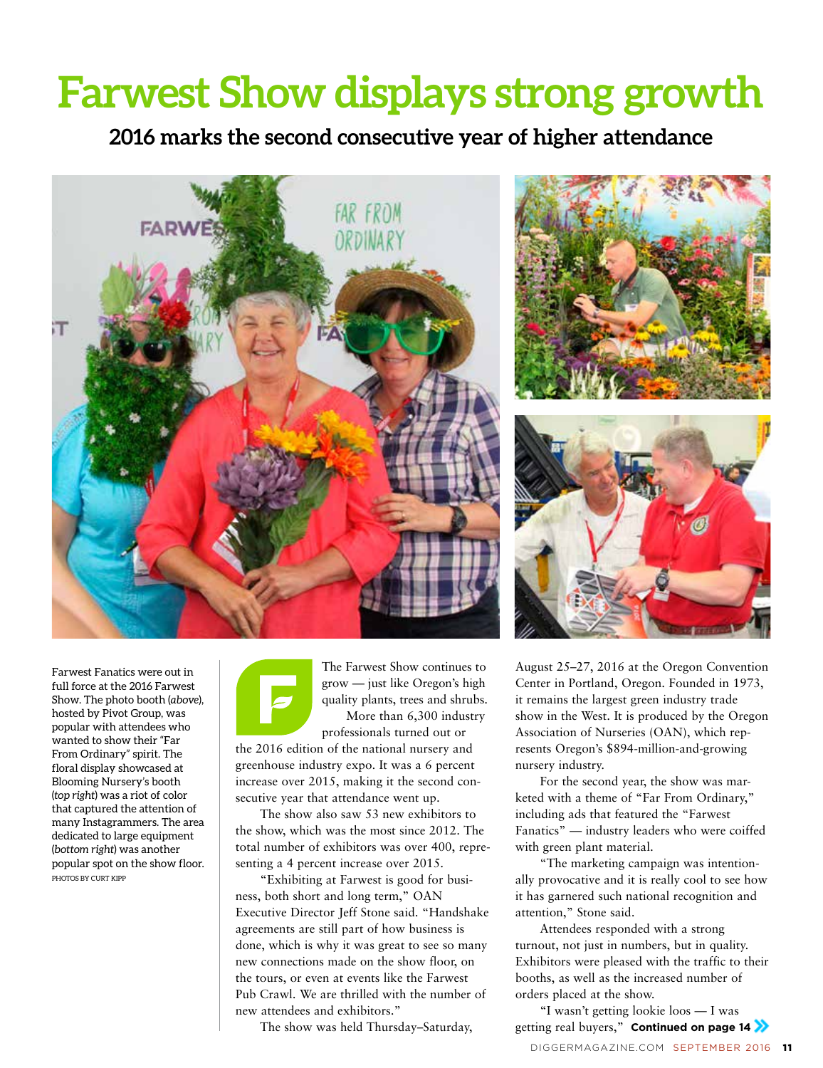# Farwest Show displays strong growth

## 2016 marks the second consecutive year of higher attendance

Farwest Fanatics were out in full force at the 2016 Farwest Show. The photo booth (*above*), hosted by Pivot Group, was popular with attendees who wanted to show their "Far From Ordinary" spirit. The floral display showcased at Blooming Nursery's booth (*top right*) was a riot of color that captured the attention of many Instagrammers. The area dedicated to large equipment (*bottom right*) was another popular spot on the show floor. PHOTOS BY CURT KIPP

The Farwest Show continues to grow — just like Oregon's high quality plants, trees and shrubs.

More than 6,300 industry professionals turned out or the 2016 edition of the national nursery and greenhouse industry expo. It was a 6 percent increase over 2015, making it the second consecutive year that attendance went up.

The show also saw 53 new exhibitors to the show, which was the most since 2012. The total number of exhibitors was over 400, representing a 4 percent increase over 2015.

"Exhibiting at Farwest is good for business, both short and long term," OAN Executive Director Jeff Stone said. "Handshake agreements are still part of how business is done, which is why it was great to see so many new connections made on the show floor, on the tours, or even at events like the Farwest Pub Crawl. We are thrilled with the number of new attendees and exhibitors."

The show was held Thursday–Saturday, August 25–27, 2016 at the Oregon Convention Center in Portland, Oregon. Founded in 1973, it remains the largest green industry trade show in the West. It is produced by the Oregon Association of Nurseries (OAN), which represents Oregon's $894-million-and-growing nursery industry.

For the second year, the show was marketed with a theme of "Far From Ordinary," including ads that featured the "Farwest Fanatics" — industry leaders who were coiffed with green plant material.

"The marketing campaign was intentionally provocative and it is really cool to see how it has garnered such national recognition and attention," Stone said.

Attendees responded with a strong turnout, not just in numbers, but in quality. Exhibitors were pleased with the traffic to their booths, as well as the increased number of orders placed at the show.

"I wasn't getting lookie loos — I was getting real buyers," **Continued on page 14**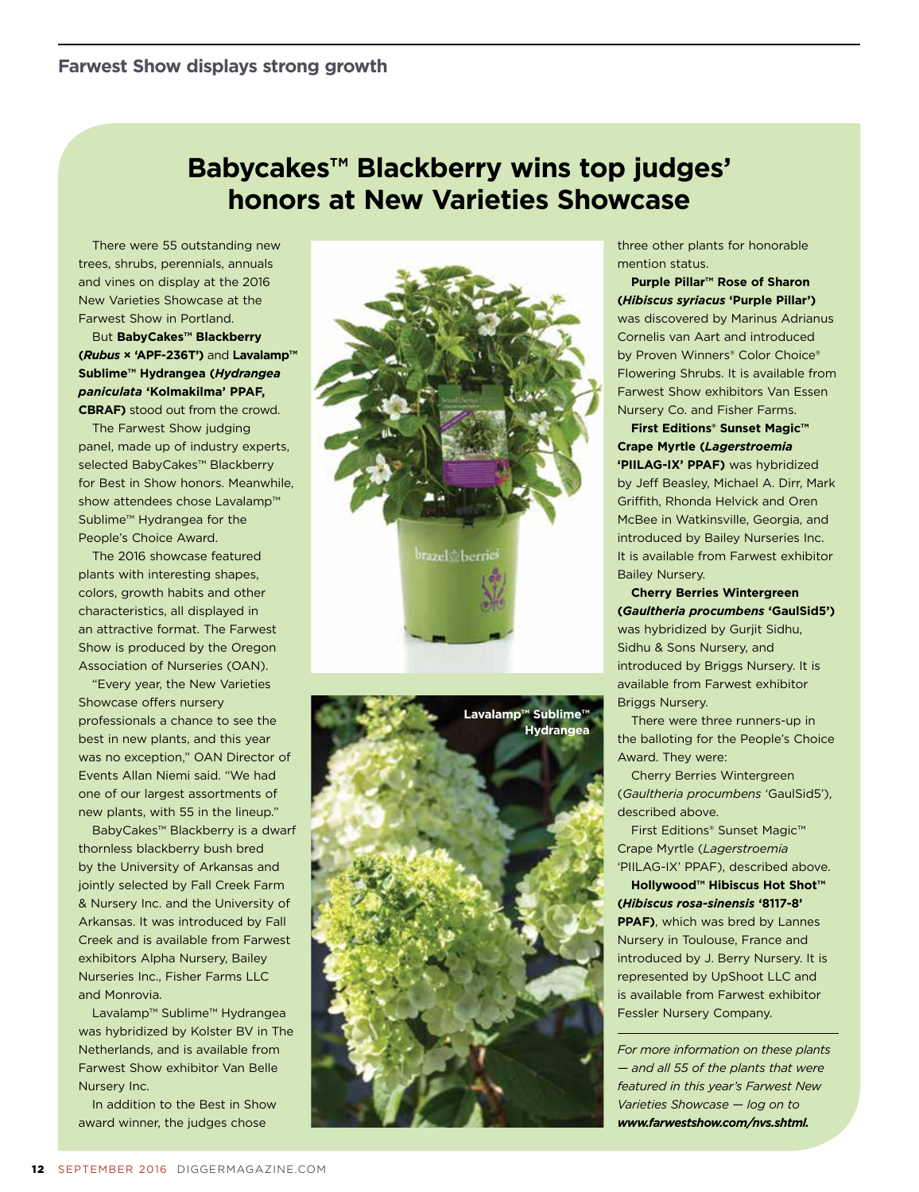## Farwest Show displays strong growth

# Babycakes™ Blackberry wins top judges' honors at New Varieties Showcase

There were 55 outstanding new trees, shrubs, perennials, annuals and vines on display at the 2016 New Varieties Showcase at the Farwest Show in Portland.

But **BabyCakes™ Blackberry (*Rubus* × 'APF-236T')** and **Lavalamp™ Sublime™ Hydrangea (*Hydrangea paniculata* 'Kolmakilma' PPAF, CBRAF)** stood out from the crowd.

The Farwest Show judging panel, made up of industry experts, selected BabyCakes™ Blackberry for Best in Show honors. Meanwhile, show attendees chose Lavalamp™ Sublime™ Hydrangea for the People's Choice Award.

The 2016 showcase featured plants with interesting shapes, colors, growth habits and other characteristics, all displayed in an attractive format. The Farwest Show is produced by the Oregon Association of Nurseries (OAN).

"Every year, the New Varieties Showcase offers nursery professionals a chance to see the best in new plants, and this year was no exception," OAN Director of Events Allan Niemi said. "We had one of our largest assortments of new plants, with 55 in the lineup."

BabyCakes™ Blackberry is a dwarf thornless blackberry bush bred by the University of Arkansas and jointly selected by Fall Creek Farm & Nursery Inc. and the University of Arkansas. It was introduced by Fall Creek and is available from Farwest exhibitors Alpha Nursery, Bailey Nurseries Inc., Fisher Farms LLC and Monrovia.

Lavalamp™ Sublime™ Hydrangea was hybridized by Kolster BV in The Netherlands, and is available from Farwest Show exhibitor Van Belle Nursery Inc.

In addition to the Best in Show award winner, the judges chose three other plants for honorable mention status.

**Purple Pillar™ Rose of Sharon (*Hibiscus syriacus* 'Purple Pillar')** was discovered by Marinus Adrianus Cornelis van Aart and introduced by Proven Winners® Color Choice® Flowering Shrubs. It is available from Farwest Show exhibitors Van Essen Nursery Co. and Fisher Farms.

**First Editions® Sunset Magic™ Crape Myrtle (*Lagerstroemia* 'PIILAG-IX' PPAF)** was hybridized by Jeff Beasley, Michael A. Dirr, Mark Griffith, Rhonda Helvick and Oren McBee in Watkinsville, Georgia, and introduced by Bailey Nurseries Inc. It is available from Farwest exhibitor Bailey Nursery.

**Cherry Berries Wintergreen (*Gaultheria procumbens* 'GaulSid5')** was hybridized by Gurjit Sidhu, Sidhu & Sons Nursery, and introduced by Briggs Nursery. It is available from Farwest exhibitor Briggs Nursery.

There were three runners-up in the balloting for the People's Choice Award. They were:

Cherry Berries Wintergreen (*Gaultheria procumbens* 'GaulSid5'), described above.

First Editions® Sunset Magic™ Crape Myrtle (*Lagerstroemia* 'PIILAG-IX' PPAF), described above.

**Hollywood™ Hibiscus Hot Shot™ (*Hibiscus rosa-sinensis* '8117-8' PPAF)**, which was bred by Lannes Nursery in Toulouse, France and introduced by J. Berry Nursery. It is represented by UpShoot LLC and is available from Farwest exhibitor Fessler Nursery Company.

Lavalamp™ Sublime™ Hydrangea

---

*For more information on these plants — and all 55 of the plants that were featured in this year's Farwest New Varieties Showcase — log on to **www.farwestshow.com/nvs.shtml.***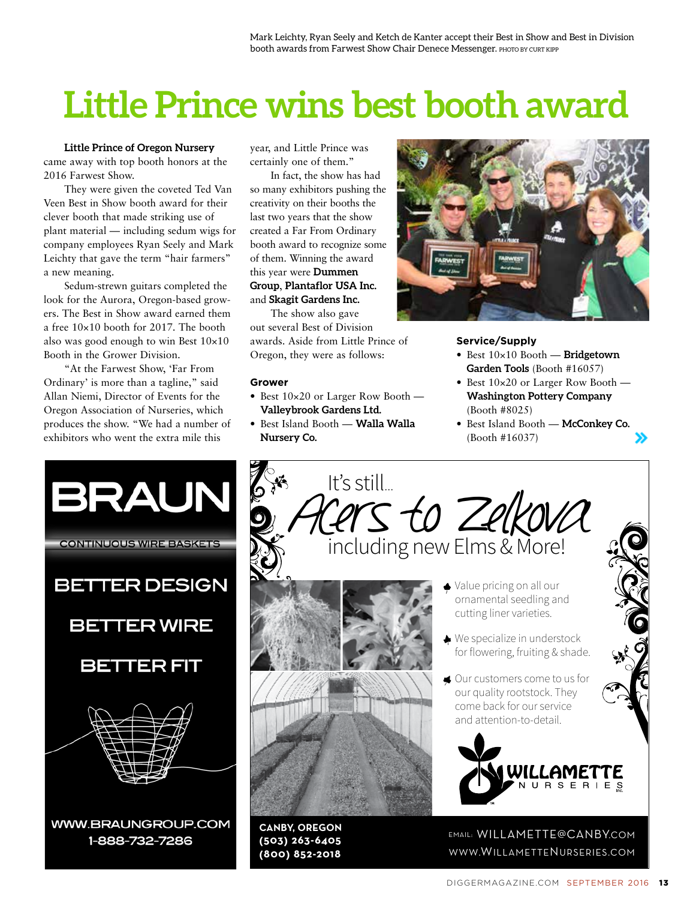Mark Leichty, Ryan Seely and Ketch de Kanter accept their Best in Show and Best in Division booth awards from Farwest Show Chair Denece Messenger. PHOTO BY CURT KIPP

# Little Prince wins best booth award

**Little Prince of Oregon Nursery** came away with top booth honors at the 2016 Farwest Show.

They were given the coveted Ted Van Veen Best in Show booth award for their clever booth that made striking use of plant material — including sedum wigs for company employees Ryan Seely and Mark Leichty that gave the term "hair farmers" a new meaning.

Sedum-strewn guitars completed the look for the Aurora, Oregon-based growers. The Best in Show award earned them a free 10×10 booth for 2017. The booth also was good enough to win Best 10×10 Booth in the Grower Division.

"At the Farwest Show, 'Far From Ordinary' is more than a tagline," said Allan Niemi, Director of Events for the Oregon Association of Nurseries, which produces the show. "We had a number of exhibitors who went the extra mile this year, and Little Prince was certainly one of them."

In fact, the show has had so many exhibitors pushing the creativity on their booths the last two years that the show created a Far From Ordinary booth award to recognize some of them. Winning the award this year were **Dummen Group**, **Plantaflor USA Inc.** and **Skagit Gardens Inc.**

The show also gave out several Best of Division awards. Aside from Little Prince of Oregon, they were as follows:

**Grower**

- Best 10×20 or Larger Row Booth — **Valleybrook Gardens Ltd.**
- Best Island Booth — **Walla Walla Nursery Co.**

**Service/Supply**

- Best 10×10 Booth — **Bridgetown Garden Tools** (Booth #16057)
- Best 10×20 or Larger Row Booth — **Washington Pottery Company** (Booth #8025)
- Best Island Booth — **McConkey Co.** (Booth #16037)

---

**BRAUN**

CONTINUOUS WIRE BASKETS

BETTER DESIGN

BETTER WIRE

BETTER FIT

WWW.BRAUNGROUP.COM
1-888-732-7286

---

It's still...
*Acers to Zelkova*
including new Elms & More!

- Value pricing on all our ornamental seedling and cutting liner varieties.
- We specialize in understock for flowering, fruiting & shade.
- Our customers come to us for our quality rootstock. They come back for our service and attention-to-detail.

WILLAMETTE NURSERIES Inc.

CANBY, OREGON
(503) 263-6405
(800) 852-2018

EMAIL: WILLAMETTE@CANBY.COM
WWW.WILLAMETTENURSERIES.COM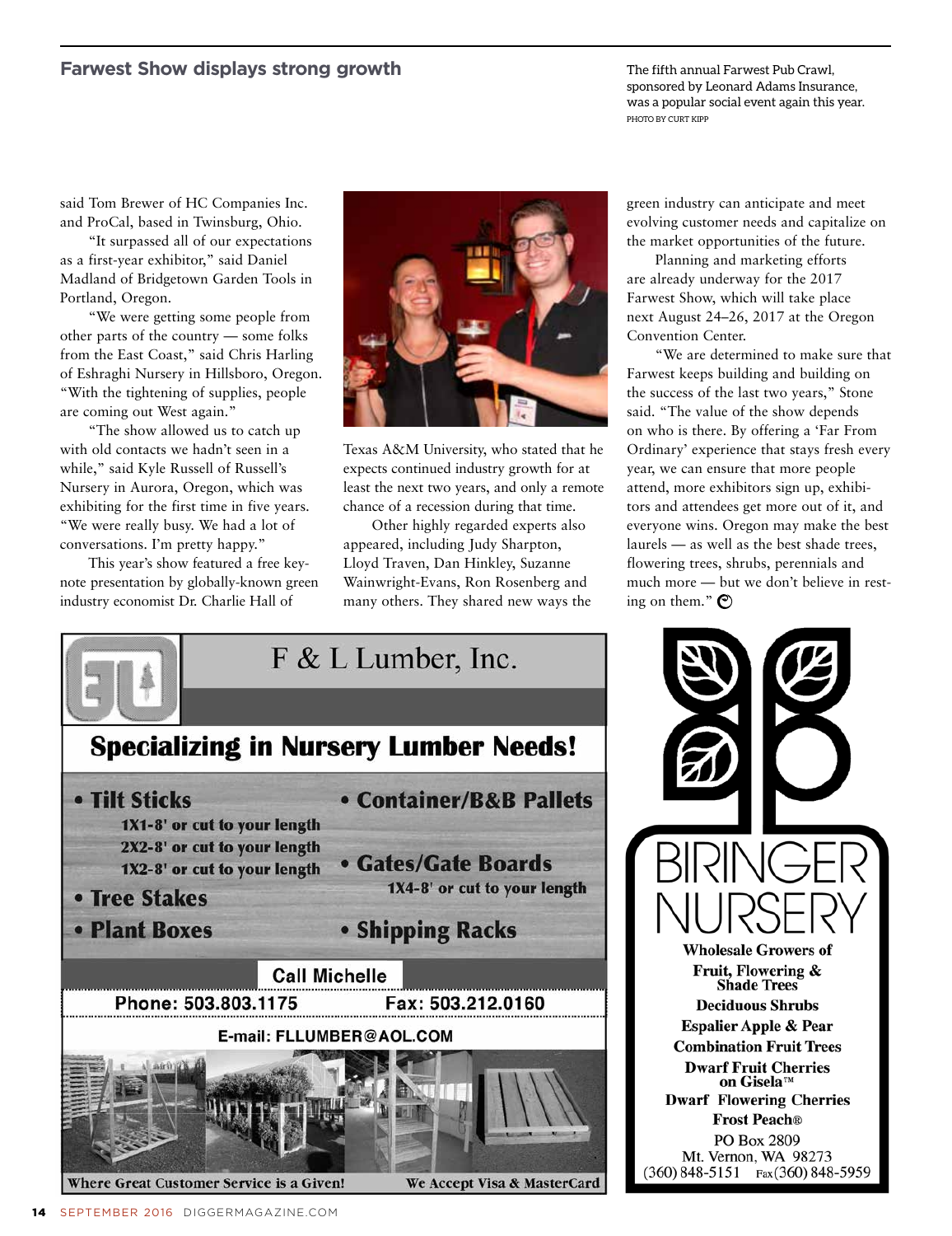## Farwest Show displays strong growth

The fifth annual Farwest Pub Crawl, sponsored by Leonard Adams Insurance, was a popular social event again this year.
PHOTO BY CURT KIPP

said Tom Brewer of HC Companies Inc. and ProCal, based in Twinsburg, Ohio.

"It surpassed all of our expectations as a first-year exhibitor," said Daniel Madland of Bridgetown Garden Tools in Portland, Oregon.

"We were getting some people from other parts of the country — some folks from the East Coast," said Chris Harling of Eshraghi Nursery in Hillsboro, Oregon. "With the tightening of supplies, people are coming out West again."

"The show allowed us to catch up with old contacts we hadn't seen in a while," said Kyle Russell of Russell's Nursery in Aurora, Oregon, which was exhibiting for the first time in five years. "We were really busy. We had a lot of conversations. I'm pretty happy."

This year's show featured a free keynote presentation by globally-known green industry economist Dr. Charlie Hall of Texas A&M University, who stated that he expects continued industry growth for at least the next two years, and only a remote chance of a recession during that time.

Other highly regarded experts also appeared, including Judy Sharpton, Lloyd Traven, Dan Hinkley, Suzanne Wainwright-Evans, Ron Rosenberg and many others. They shared new ways the green industry can anticipate and meet evolving customer needs and capitalize on the market opportunities of the future.

Planning and marketing efforts are already underway for the 2017 Farwest Show, which will take place next August 24–26, 2017 at the Oregon Convention Center.

"We are determined to make sure that Farwest keeps building and building on the success of the last two years," Stone said. "The value of the show depends on who is there. By offering a 'Far From Ordinary' experience that stays fresh every year, we can ensure that more people attend, more exhibitors sign up, exhibitors and attendees get more out of it, and everyone wins. Oregon may make the best laurels — as well as the best shade trees, flowering trees, shrubs, perennials and much more — but we don't believe in resting on them."

---

**F & L Lumber, Inc.**

**Specializing in Nursery Lumber Needs!**

- **Tilt Sticks**
  - 1X1-8' or cut to your length
  - 2X2-8' or cut to your length
  - 1X2-8' or cut to your length
- **Tree Stakes**
- **Plant Boxes**
- **Container/B&B Pallets**
- **Gates/Gate Boards**
  - 1X4-8' or cut to your length
- **Shipping Racks**

Call Michelle

Phone: 503.803.1175 Fax: 503.212.0160

E-mail: FLLUMBER@AOL.COM

Where Great Customer Service is a Given! We Accept Visa & MasterCard

---

**BIRINGER NURSERY**

**Wholesale Growers of**
**Fruit, Flowering & Shade Trees**
**Deciduous Shrubs**
**Espalier Apple & Pear**
**Combination Fruit Trees**
**Dwarf Fruit Cherries on Gisela™**
**Dwarf Flowering Cherries**
**Frost Peach®**

PO Box 2809
Mt. Vernon, WA 98273
(360) 848-5151 Fax (360) 848-5959